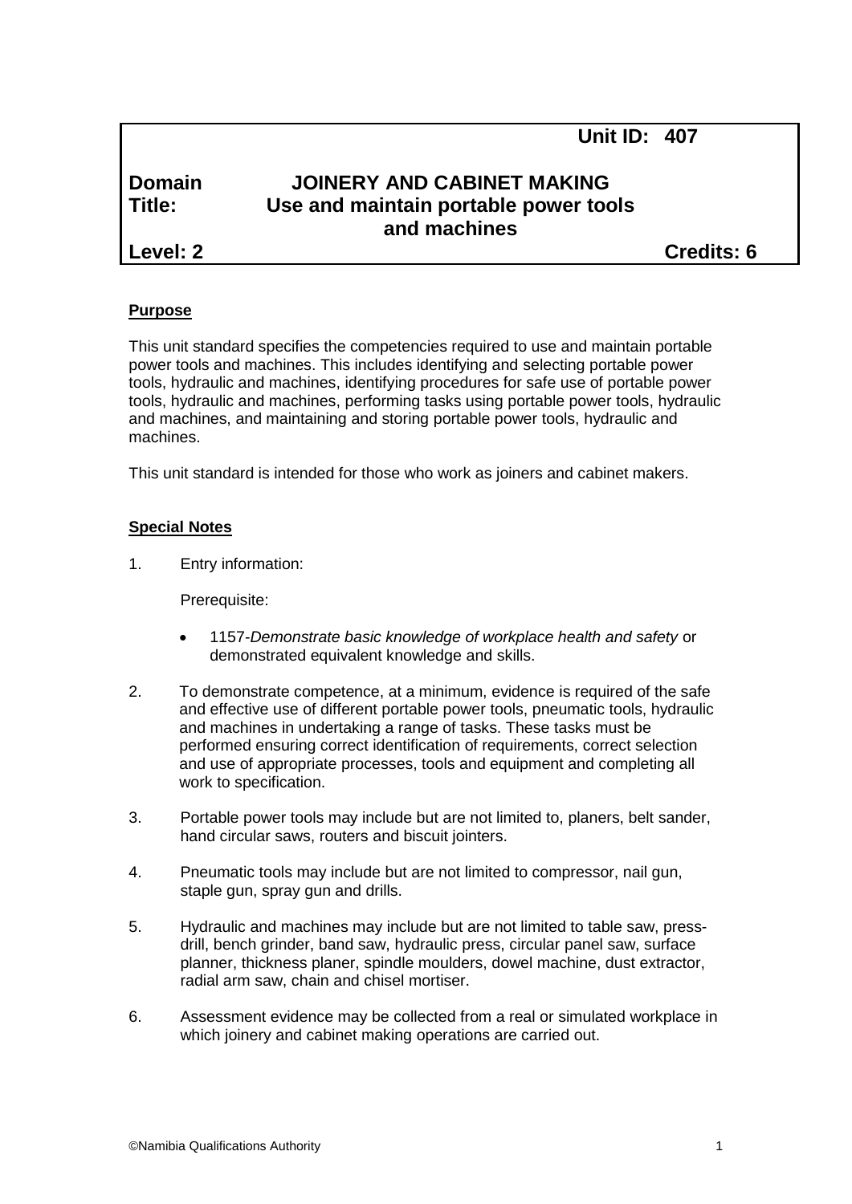**Unit ID: 407**

| | |
|---|---|
| **Domain** | **JOINERY AND CABINET MAKING** |
| **Title:** | **Use and maintain portable power tools and machines** |
| **Level: 2** | **Credits: 6** |

**Purpose**

This unit standard specifies the competencies required to use and maintain portable power tools and machines. This includes identifying and selecting portable power tools, hydraulic and machines, identifying procedures for safe use of portable power tools, hydraulic and machines, performing tasks using portable power tools, hydraulic and machines, and maintaining and storing portable power tools, hydraulic and machines.

This unit standard is intended for those who work as joiners and cabinet makers.

**Special Notes**

1. Entry information:

   Prerequisite:

   - 1157-*Demonstrate basic knowledge of workplace health and safety* or demonstrated equivalent knowledge and skills.

2. To demonstrate competence, at a minimum, evidence is required of the safe and effective use of different portable power tools, pneumatic tools, hydraulic and machines in undertaking a range of tasks. These tasks must be performed ensuring correct identification of requirements, correct selection and use of appropriate processes, tools and equipment and completing all work to specification.

3. Portable power tools may include but are not limited to, planers, belt sander, hand circular saws, routers and biscuit jointers.

4. Pneumatic tools may include but are not limited to compressor, nail gun, staple gun, spray gun and drills.

5. Hydraulic and machines may include but are not limited to table saw, press-drill, bench grinder, band saw, hydraulic press, circular panel saw, surface planner, thickness planer, spindle moulders, dowel machine, dust extractor, radial arm saw, chain and chisel mortiser.

6. Assessment evidence may be collected from a real or simulated workplace in which joinery and cabinet making operations are carried out.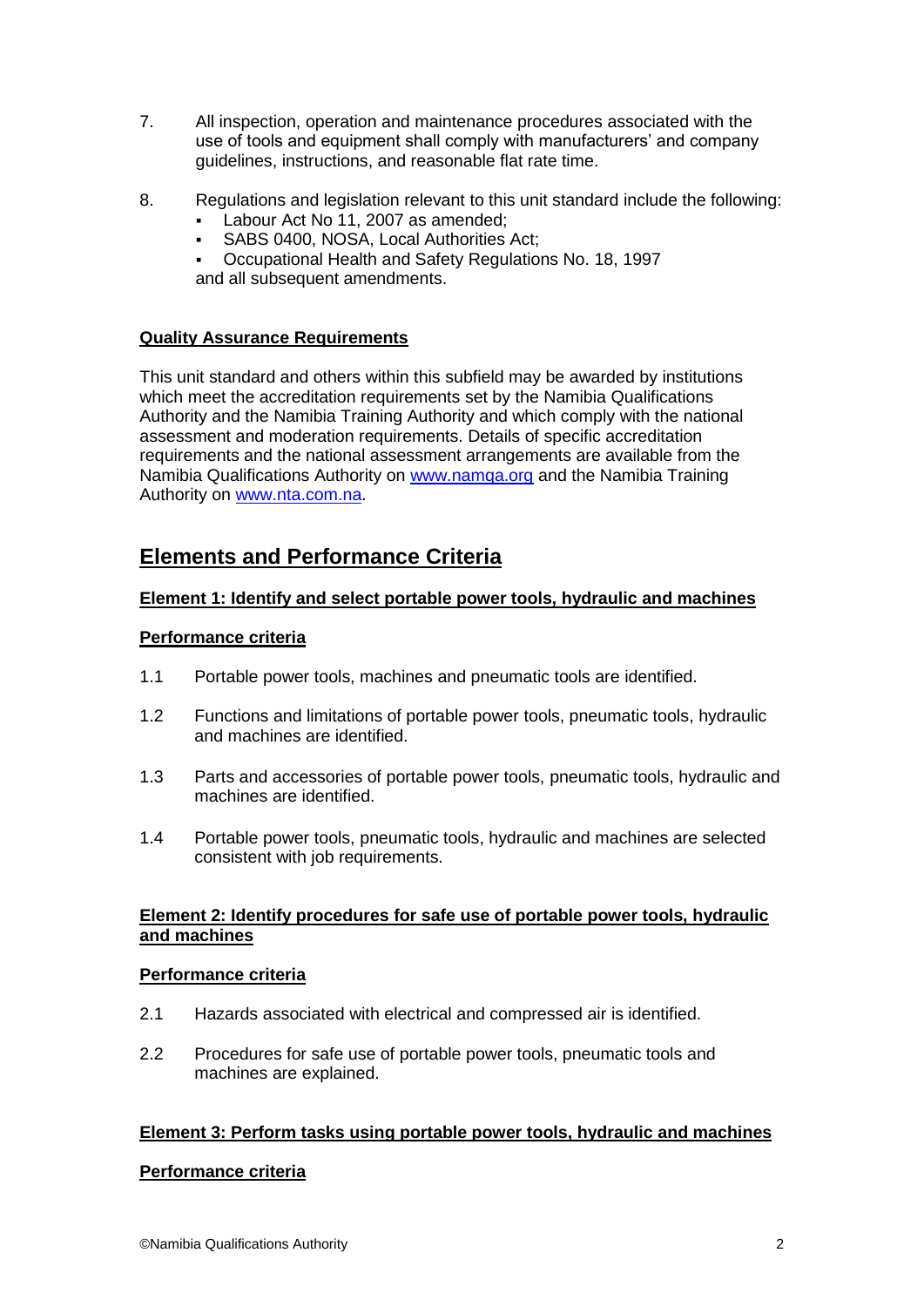7. All inspection, operation and maintenance procedures associated with the use of tools and equipment shall comply with manufacturers' and company guidelines, instructions, and reasonable flat rate time.

8. Regulations and legislation relevant to this unit standard include the following:
   - Labour Act No 11, 2007 as amended;
   - SABS 0400, NOSA, Local Authorities Act;
   - Occupational Health and Safety Regulations No. 18, 1997

   and all subsequent amendments.

**Quality Assurance Requirements**

This unit standard and others within this subfield may be awarded by institutions which meet the accreditation requirements set by the Namibia Qualifications Authority and the Namibia Training Authority and which comply with the national assessment and moderation requirements. Details of specific accreditation requirements and the national assessment arrangements are available from the Namibia Qualifications Authority on [www.namqa.org](http://www.namqa.org) and the Namibia Training Authority on [www.nta.com.na](http://www.nta.com.na).

## Elements and Performance Criteria

**Element 1: Identify and select portable power tools, hydraulic and machines**

**Performance criteria**

1.1 Portable power tools, machines and pneumatic tools are identified.

1.2 Functions and limitations of portable power tools, pneumatic tools, hydraulic and machines are identified.

1.3 Parts and accessories of portable power tools, pneumatic tools, hydraulic and machines are identified.

1.4 Portable power tools, pneumatic tools, hydraulic and machines are selected consistent with job requirements.

**Element 2: Identify procedures for safe use of portable power tools, hydraulic and machines**

**Performance criteria**

2.1 Hazards associated with electrical and compressed air is identified.

2.2 Procedures for safe use of portable power tools, pneumatic tools and machines are explained.

**Element 3: Perform tasks using portable power tools, hydraulic and machines**

**Performance criteria**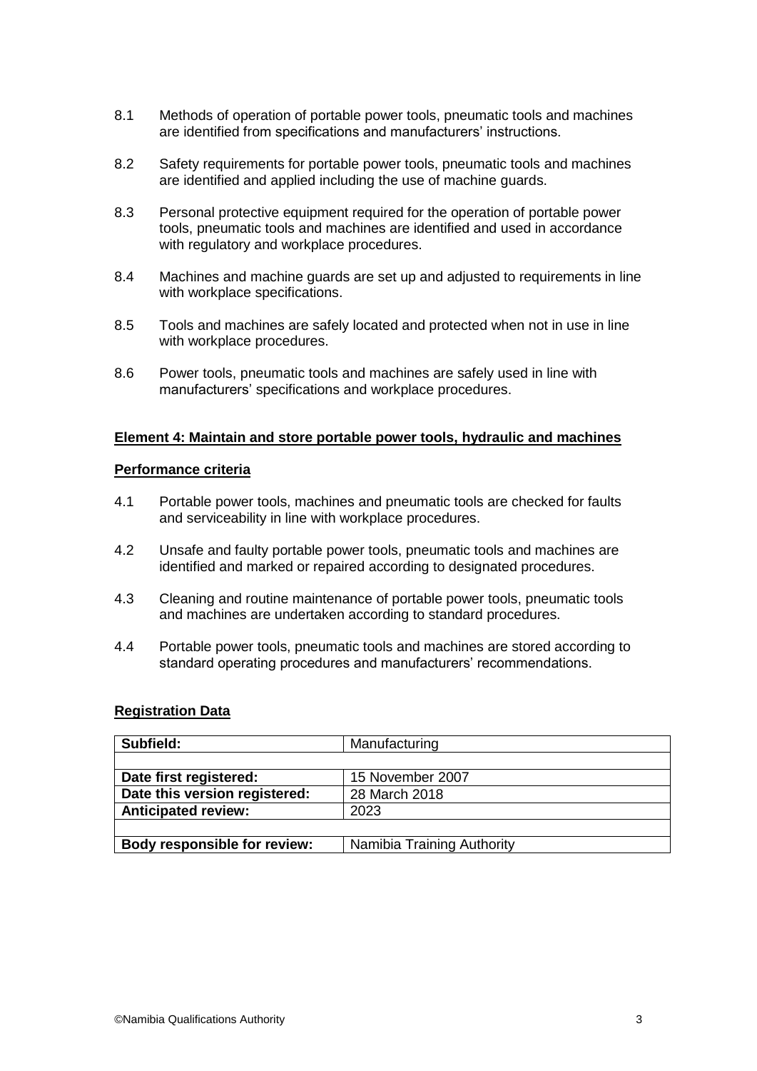8.1 Methods of operation of portable power tools, pneumatic tools and machines are identified from specifications and manufacturers' instructions.

8.2 Safety requirements for portable power tools, pneumatic tools and machines are identified and applied including the use of machine guards.

8.3 Personal protective equipment required for the operation of portable power tools, pneumatic tools and machines are identified and used in accordance with regulatory and workplace procedures.

8.4 Machines and machine guards are set up and adjusted to requirements in line with workplace specifications.

8.5 Tools and machines are safely located and protected when not in use in line with workplace procedures.

8.6 Power tools, pneumatic tools and machines are safely used in line with manufacturers' specifications and workplace procedures.

**Element 4: Maintain and store portable power tools, hydraulic and machines**

**Performance criteria**

4.1 Portable power tools, machines and pneumatic tools are checked for faults and serviceability in line with workplace procedures.

4.2 Unsafe and faulty portable power tools, pneumatic tools and machines are identified and marked or repaired according to designated procedures.

4.3 Cleaning and routine maintenance of portable power tools, pneumatic tools and machines are undertaken according to standard procedures.

4.4 Portable power tools, pneumatic tools and machines are stored according to standard operating procedures and manufacturers' recommendations.

**Registration Data**

| | |
|---|---|
| **Subfield:** | Manufacturing |
| | |
| **Date first registered:** | 15 November 2007 |
| **Date this version registered:** | 28 March 2018 |
| **Anticipated review:** | 2023 |
| | |
| **Body responsible for review:** | Namibia Training Authority |